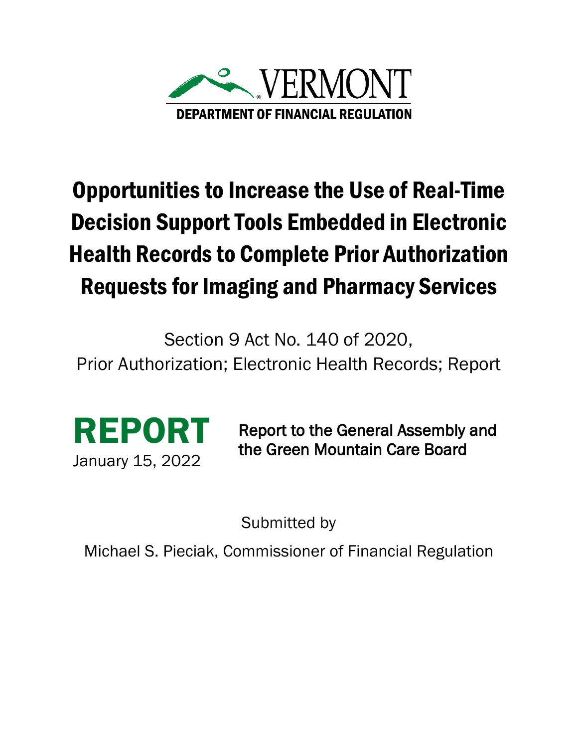VERMONT

DEPARTMENT OF FINANCIAL REGULATION

# Opportunities to Increase the Use of Real-Time Decision Support Tools Embedded in Electronic Health Records to Complete Prior Authorization Requests for Imaging and Pharmacy Services

Section 9 Act No. 140 of 2020,
Prior Authorization; Electronic Health Records; Report

**REPORT**
January 15, 2022

Report to the General Assembly and the Green Mountain Care Board

Submitted by

Michael S. Pieciak, Commissioner of Financial Regulation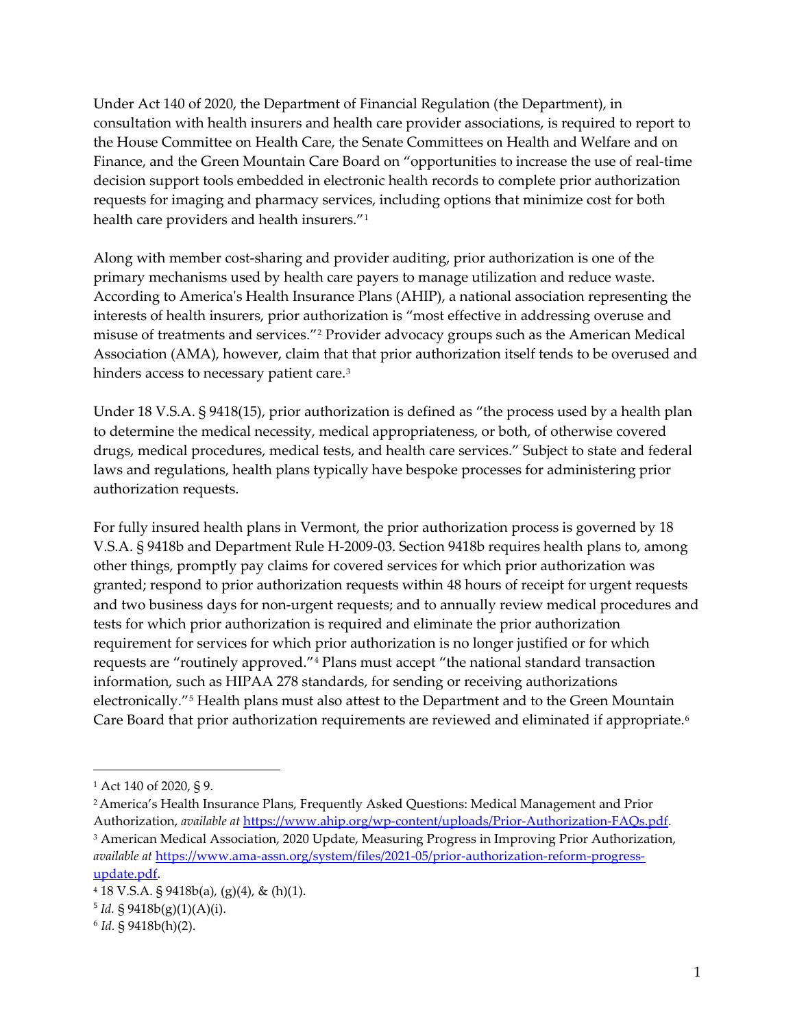Under Act 140 of 2020, the Department of Financial Regulation (the Department), in consultation with health insurers and health care provider associations, is required to report to the House Committee on Health Care, the Senate Committees on Health and Welfare and on Finance, and the Green Mountain Care Board on "opportunities to increase the use of real-time decision support tools embedded in electronic health records to complete prior authorization requests for imaging and pharmacy services, including options that minimize cost for both health care providers and health insurers."[1]

Along with member cost-sharing and provider auditing, prior authorization is one of the primary mechanisms used by health care payers to manage utilization and reduce waste. According to America's Health Insurance Plans (AHIP), a national association representing the interests of health insurers, prior authorization is "most effective in addressing overuse and misuse of treatments and services."[2] Provider advocacy groups such as the American Medical Association (AMA), however, claim that that prior authorization itself tends to be overused and hinders access to necessary patient care.[3]

Under 18 V.S.A. § 9418(15), prior authorization is defined as "the process used by a health plan to determine the medical necessity, medical appropriateness, or both, of otherwise covered drugs, medical procedures, medical tests, and health care services." Subject to state and federal laws and regulations, health plans typically have bespoke processes for administering prior authorization requests.

For fully insured health plans in Vermont, the prior authorization process is governed by 18 V.S.A. § 9418b and Department Rule H-2009-03. Section 9418b requires health plans to, among other things, promptly pay claims for covered services for which prior authorization was granted; respond to prior authorization requests within 48 hours of receipt for urgent requests and two business days for non-urgent requests; and to annually review medical procedures and tests for which prior authorization is required and eliminate the prior authorization requirement for services for which prior authorization is no longer justified or for which requests are "routinely approved."[4] Plans must accept "the national standard transaction information, such as HIPAA 278 standards, for sending or receiving authorizations electronically."[5] Health plans must also attest to the Department and to the Green Mountain Care Board that prior authorization requirements are reviewed and eliminated if appropriate.[6]

---

[1] Act 140 of 2020, § 9.

[2] America's Health Insurance Plans, Frequently Asked Questions: Medical Management and Prior Authorization, *available at* https://www.ahip.org/wp-content/uploads/Prior-Authorization-FAQs.pdf.

[3] American Medical Association, 2020 Update, Measuring Progress in Improving Prior Authorization, *available at* https://www.ama-assn.org/system/files/2021-05/prior-authorization-reform-progress-update.pdf.

[4] 18 V.S.A. § 9418b(a), (g)(4), & (h)(1).

[5] *Id.* § 9418b(g)(1)(A)(i).

[6] *Id.* § 9418b(h)(2).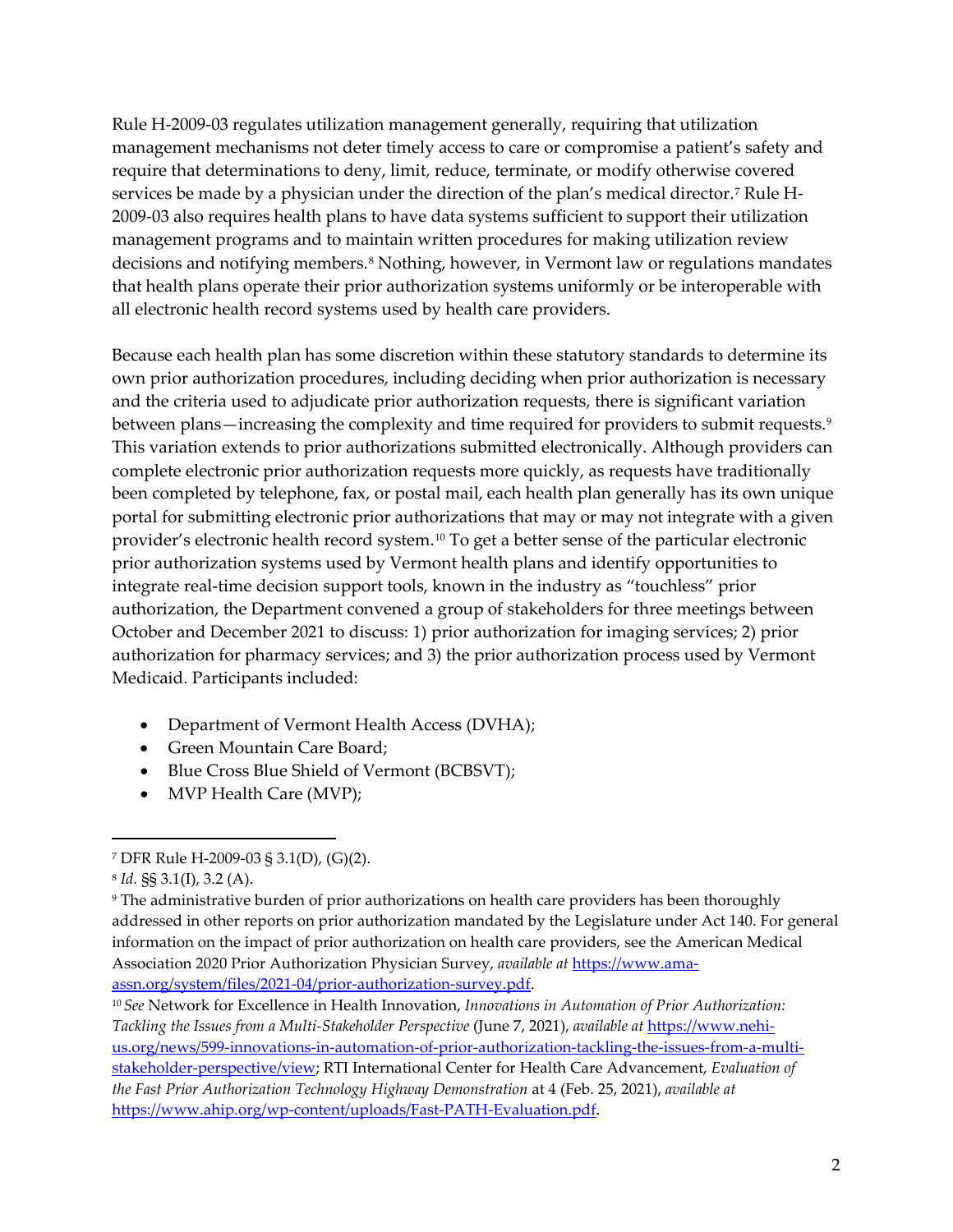Rule H-2009-03 regulates utilization management generally, requiring that utilization management mechanisms not deter timely access to care or compromise a patient's safety and require that determinations to deny, limit, reduce, terminate, or modify otherwise covered services be made by a physician under the direction of the plan's medical director.[7] Rule H-2009-03 also requires health plans to have data systems sufficient to support their utilization management programs and to maintain written procedures for making utilization review decisions and notifying members.[8] Nothing, however, in Vermont law or regulations mandates that health plans operate their prior authorization systems uniformly or be interoperable with all electronic health record systems used by health care providers.

Because each health plan has some discretion within these statutory standards to determine its own prior authorization procedures, including deciding when prior authorization is necessary and the criteria used to adjudicate prior authorization requests, there is significant variation between plans—increasing the complexity and time required for providers to submit requests.[9] This variation extends to prior authorizations submitted electronically. Although providers can complete electronic prior authorization requests more quickly, as requests have traditionally been completed by telephone, fax, or postal mail, each health plan generally has its own unique portal for submitting electronic prior authorizations that may or may not integrate with a given provider's electronic health record system.[10] To get a better sense of the particular electronic prior authorization systems used by Vermont health plans and identify opportunities to integrate real-time decision support tools, known in the industry as "touchless" prior authorization, the Department convened a group of stakeholders for three meetings between October and December 2021 to discuss: 1) prior authorization for imaging services; 2) prior authorization for pharmacy services; and 3) the prior authorization process used by Vermont Medicaid. Participants included:

- Department of Vermont Health Access (DVHA);
- Green Mountain Care Board;
- Blue Cross Blue Shield of Vermont (BCBSVT);
- MVP Health Care (MVP);

---

[7] DFR Rule H-2009-03 § 3.1(D), (G)(2).

[8] *Id.* §§ 3.1(I), 3.2 (A).

[9] The administrative burden of prior authorizations on health care providers has been thoroughly addressed in other reports on prior authorization mandated by the Legislature under Act 140. For general information on the impact of prior authorization on health care providers, see the American Medical Association 2020 Prior Authorization Physician Survey, *available at* https://www.ama-assn.org/system/files/2021-04/prior-authorization-survey.pdf.

[10] *See* Network for Excellence in Health Innovation, *Innovations in Automation of Prior Authorization: Tackling the Issues from a Multi-Stakeholder Perspective* (June 7, 2021), *available at* https://www.nehi-us.org/news/599-innovations-in-automation-of-prior-authorization-tackling-the-issues-from-a-multi-stakeholder-perspective/view; RTI International Center for Health Care Advancement, *Evaluation of the Fast Prior Authorization Technology Highway Demonstration* at 4 (Feb. 25, 2021), *available at* https://www.ahip.org/wp-content/uploads/Fast-PATH-Evaluation.pdf.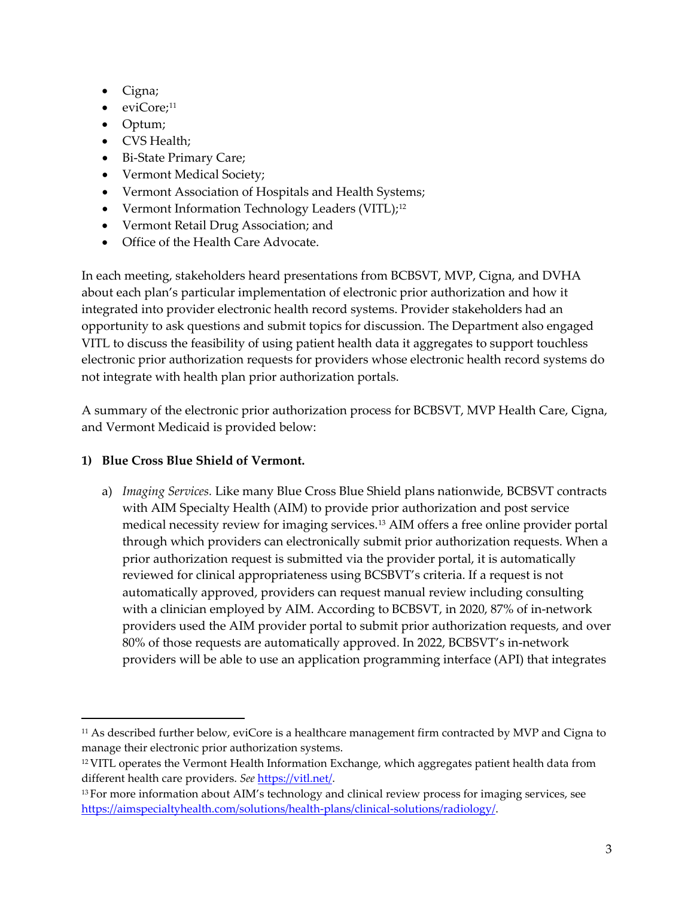- Cigna;
- eviCore;[11]
- Optum;
- CVS Health;
- Bi-State Primary Care;
- Vermont Medical Society;
- Vermont Association of Hospitals and Health Systems;
- Vermont Information Technology Leaders (VITL);[12]
- Vermont Retail Drug Association; and
- Office of the Health Care Advocate.

In each meeting, stakeholders heard presentations from BCBSVT, MVP, Cigna, and DVHA about each plan's particular implementation of electronic prior authorization and how it integrated into provider electronic health record systems. Provider stakeholders had an opportunity to ask questions and submit topics for discussion. The Department also engaged VITL to discuss the feasibility of using patient health data it aggregates to support touchless electronic prior authorization requests for providers whose electronic health record systems do not integrate with health plan prior authorization portals.

A summary of the electronic prior authorization process for BCBSVT, MVP Health Care, Cigna, and Vermont Medicaid is provided below:

**1) Blue Cross Blue Shield of Vermont.**

a) *Imaging Services.* Like many Blue Cross Blue Shield plans nationwide, BCBSVT contracts with AIM Specialty Health (AIM) to provide prior authorization and post service medical necessity review for imaging services.[13] AIM offers a free online provider portal through which providers can electronically submit prior authorization requests. When a prior authorization request is submitted via the provider portal, it is automatically reviewed for clinical appropriateness using BCSBVT's criteria. If a request is not automatically approved, providers can request manual review including consulting with a clinician employed by AIM. According to BCBSVT, in 2020, 87% of in-network providers used the AIM provider portal to submit prior authorization requests, and over 80% of those requests are automatically approved. In 2022, BCBSVT's in-network providers will be able to use an application programming interface (API) that integrates

---

[11] As described further below, eviCore is a healthcare management firm contracted by MVP and Cigna to manage their electronic prior authorization systems.

[12] VITL operates the Vermont Health Information Exchange, which aggregates patient health data from different health care providers. *See* https://vitl.net/.

[13] For more information about AIM's technology and clinical review process for imaging services, see https://aimspecialtyhealth.com/solutions/health-plans/clinical-solutions/radiology/.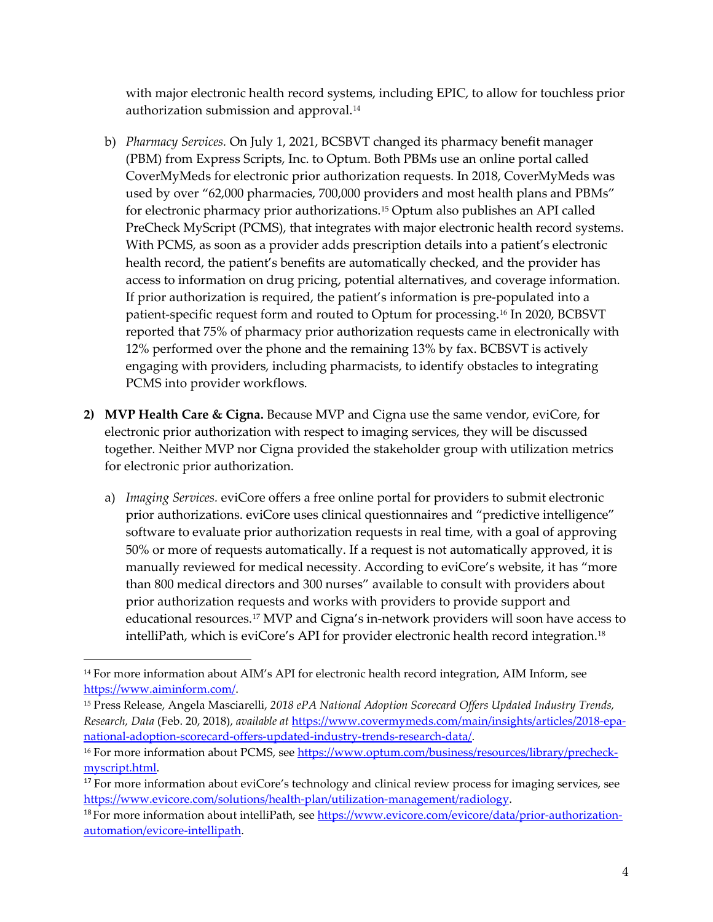with major electronic health record systems, including EPIC, to allow for touchless prior authorization submission and approval.[14]

b) *Pharmacy Services.* On July 1, 2021, BCSBVT changed its pharmacy benefit manager (PBM) from Express Scripts, Inc. to Optum. Both PBMs use an online portal called CoverMyMeds for electronic prior authorization requests. In 2018, CoverMyMeds was used by over "62,000 pharmacies, 700,000 providers and most health plans and PBMs" for electronic pharmacy prior authorizations.[15] Optum also publishes an API called PreCheck MyScript (PCMS), that integrates with major electronic health record systems. With PCMS, as soon as a provider adds prescription details into a patient's electronic health record, the patient's benefits are automatically checked, and the provider has access to information on drug pricing, potential alternatives, and coverage information. If prior authorization is required, the patient's information is pre-populated into a patient-specific request form and routed to Optum for processing.[16] In 2020, BCBSVT reported that 75% of pharmacy prior authorization requests came in electronically with 12% performed over the phone and the remaining 13% by fax. BCBSVT is actively engaging with providers, including pharmacists, to identify obstacles to integrating PCMS into provider workflows.

2) **MVP Health Care & Cigna.** Because MVP and Cigna use the same vendor, eviCore, for electronic prior authorization with respect to imaging services, they will be discussed together. Neither MVP nor Cigna provided the stakeholder group with utilization metrics for electronic prior authorization.

   a) *Imaging Services.* eviCore offers a free online portal for providers to submit electronic prior authorizations. eviCore uses clinical questionnaires and "predictive intelligence" software to evaluate prior authorization requests in real time, with a goal of approving 50% or more of requests automatically. If a request is not automatically approved, it is manually reviewed for medical necessity. According to eviCore's website, it has "more than 800 medical directors and 300 nurses" available to consult with providers about prior authorization requests and works with providers to provide support and educational resources.[17] MVP and Cigna's in-network providers will soon have access to intelliPath, which is eviCore's API for provider electronic health record integration.[18]

---

[14] For more information about AIM's API for electronic health record integration, AIM Inform, see https://www.aiminform.com/.

[15] Press Release, Angela Masciarelli, *2018 ePA National Adoption Scorecard Offers Updated Industry Trends, Research, Data* (Feb. 20, 2018), *available at* https://www.covermymeds.com/main/insights/articles/2018-epa-national-adoption-scorecard-offers-updated-industry-trends-research-data/.

[16] For more information about PCMS, see https://www.optum.com/business/resources/library/precheck-myscript.html.

[17] For more information about eviCore's technology and clinical review process for imaging services, see https://www.evicore.com/solutions/health-plan/utilization-management/radiology.

[18] For more information about intelliPath, see https://www.evicore.com/evicore/data/prior-authorization-automation/evicore-intellipath.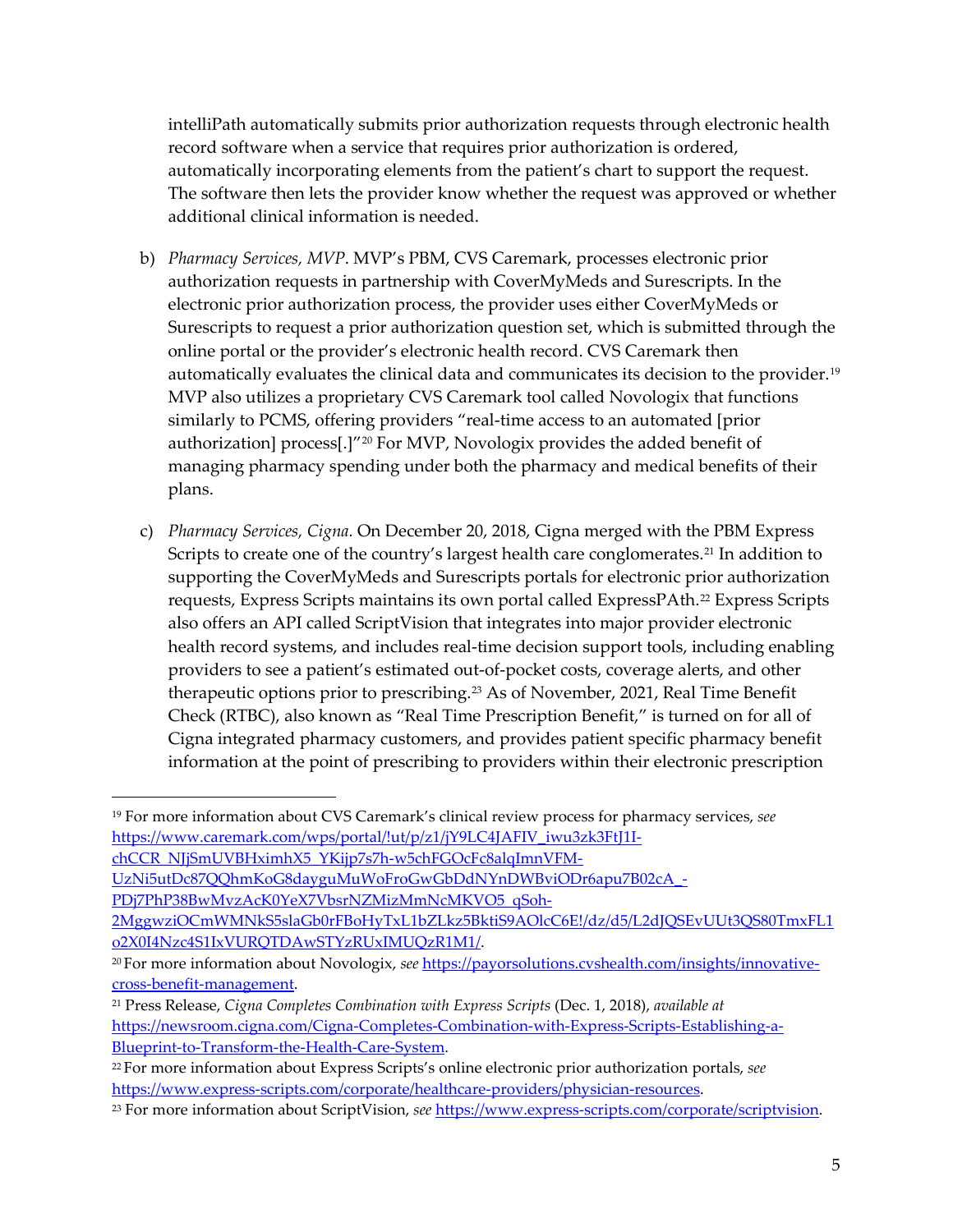intelliPath automatically submits prior authorization requests through electronic health record software when a service that requires prior authorization is ordered, automatically incorporating elements from the patient's chart to support the request. The software then lets the provider know whether the request was approved or whether additional clinical information is needed.

b) *Pharmacy Services, MVP*. MVP's PBM, CVS Caremark, processes electronic prior authorization requests in partnership with CoverMyMeds and Surescripts. In the electronic prior authorization process, the provider uses either CoverMyMeds or Surescripts to request a prior authorization question set, which is submitted through the online portal or the provider's electronic health record. CVS Caremark then automatically evaluates the clinical data and communicates its decision to the provider.[19] MVP also utilizes a proprietary CVS Caremark tool called Novologix that functions similarly to PCMS, offering providers "real-time access to an automated [prior authorization] process[.]"[20] For MVP, Novologix provides the added benefit of managing pharmacy spending under both the pharmacy and medical benefits of their plans.

c) *Pharmacy Services, Cigna.* On December 20, 2018, Cigna merged with the PBM Express Scripts to create one of the country's largest health care conglomerates.[21] In addition to supporting the CoverMyMeds and Surescripts portals for electronic prior authorization requests, Express Scripts maintains its own portal called ExpressPAth.[22] Express Scripts also offers an API called ScriptVision that integrates into major provider electronic health record systems, and includes real-time decision support tools, including enabling providers to see a patient's estimated out-of-pocket costs, coverage alerts, and other therapeutic options prior to prescribing.[23] As of November, 2021, Real Time Benefit Check (RTBC), also known as "Real Time Prescription Benefit," is turned on for all of Cigna integrated pharmacy customers, and provides patient specific pharmacy benefit information at the point of prescribing to providers within their electronic prescription

---

[19] For more information about CVS Caremark's clinical review process for pharmacy services, *see* https://www.caremark.com/wps/portal/!ut/p/z1/jY9LC4JAFIV_iwu3zk3FtJ1I-chCCR_NJjSmUVBHximhX5_YKijp7s7h-w5chFGOcFc8alqImnVFM-UzNi5utDc87QQhmKoG8dayguMuWoFroGwGbDdNYnDWBviODr6apu7B02cA_-PDj7PhP38BwMvzAcK0YeX7VbsrNZMizMmNcMKVO5_qSoh-2MggwziOCmWMNkS5slaGb0rFBoHyTxL1bZLkz5BktiS9AOlcC6E!/dz/d5/L2dJQSEvUUt3QS80TmxFL1o2X0I4Nzc4S1IxVURQTDAwSTYzRUxIMUQzR1M1/.

[20] For more information about Novologix, *see* https://payorsolutions.cvshealth.com/insights/innovative-cross-benefit-management.

[21] Press Release, *Cigna Completes Combination with Express Scripts* (Dec. 1, 2018), *available at* https://newsroom.cigna.com/Cigna-Completes-Combination-with-Express-Scripts-Establishing-a-Blueprint-to-Transform-the-Health-Care-System.

[22] For more information about Express Scripts's online electronic prior authorization portals, *see* https://www.express-scripts.com/corporate/healthcare-providers/physician-resources.

[23] For more information about ScriptVision, *see* https://www.express-scripts.com/corporate/scriptvision.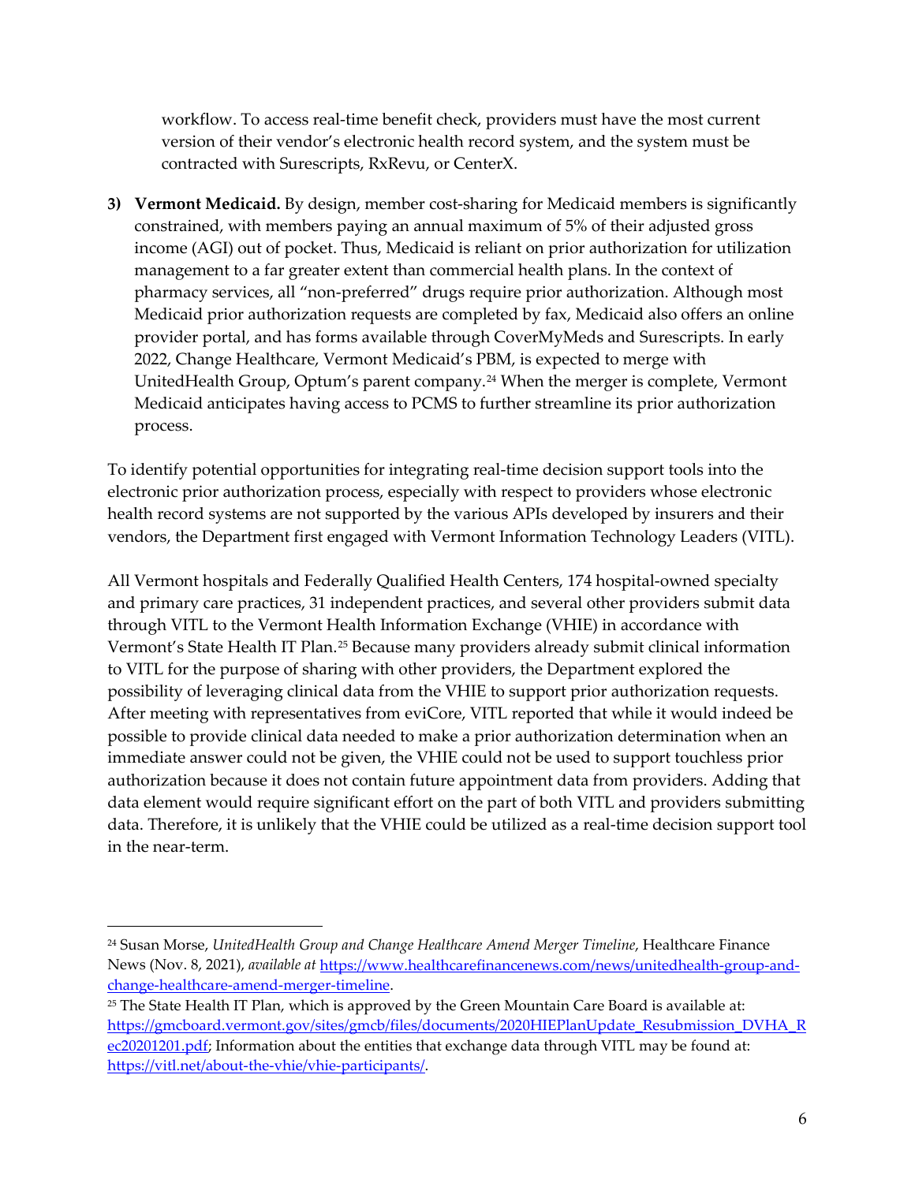workflow. To access real-time benefit check, providers must have the most current version of their vendor's electronic health record system, and the system must be contracted with Surescripts, RxRevu, or CenterX.

3) **Vermont Medicaid.** By design, member cost-sharing for Medicaid members is significantly constrained, with members paying an annual maximum of 5% of their adjusted gross income (AGI) out of pocket. Thus, Medicaid is reliant on prior authorization for utilization management to a far greater extent than commercial health plans. In the context of pharmacy services, all "non-preferred" drugs require prior authorization. Although most Medicaid prior authorization requests are completed by fax, Medicaid also offers an online provider portal, and has forms available through CoverMyMeds and Surescripts. In early 2022, Change Healthcare, Vermont Medicaid's PBM, is expected to merge with UnitedHealth Group, Optum's parent company.[24] When the merger is complete, Vermont Medicaid anticipates having access to PCMS to further streamline its prior authorization process.

To identify potential opportunities for integrating real-time decision support tools into the electronic prior authorization process, especially with respect to providers whose electronic health record systems are not supported by the various APIs developed by insurers and their vendors, the Department first engaged with Vermont Information Technology Leaders (VITL).

All Vermont hospitals and Federally Qualified Health Centers, 174 hospital-owned specialty and primary care practices, 31 independent practices, and several other providers submit data through VITL to the Vermont Health Information Exchange (VHIE) in accordance with Vermont's State Health IT Plan.[25] Because many providers already submit clinical information to VITL for the purpose of sharing with other providers, the Department explored the possibility of leveraging clinical data from the VHIE to support prior authorization requests. After meeting with representatives from eviCore, VITL reported that while it would indeed be possible to provide clinical data needed to make a prior authorization determination when an immediate answer could not be given, the VHIE could not be used to support touchless prior authorization because it does not contain future appointment data from providers. Adding that data element would require significant effort on the part of both VITL and providers submitting data. Therefore, it is unlikely that the VHIE could be utilized as a real-time decision support tool in the near-term.

---

[24] Susan Morse, *UnitedHealth Group and Change Healthcare Amend Merger Timeline*, Healthcare Finance News (Nov. 8, 2021), *available at* https://www.healthcarefinancenews.com/news/unitedhealth-group-and-change-healthcare-amend-merger-timeline.

[25] The State Health IT Plan, which is approved by the Green Mountain Care Board is available at: https://gmcboard.vermont.gov/sites/gmcb/files/documents/2020HIEPlanUpdate_Resubmission_DVHA_Rec20201201.pdf; Information about the entities that exchange data through VITL may be found at: https://vitl.net/about-the-vhie/vhie-participants/.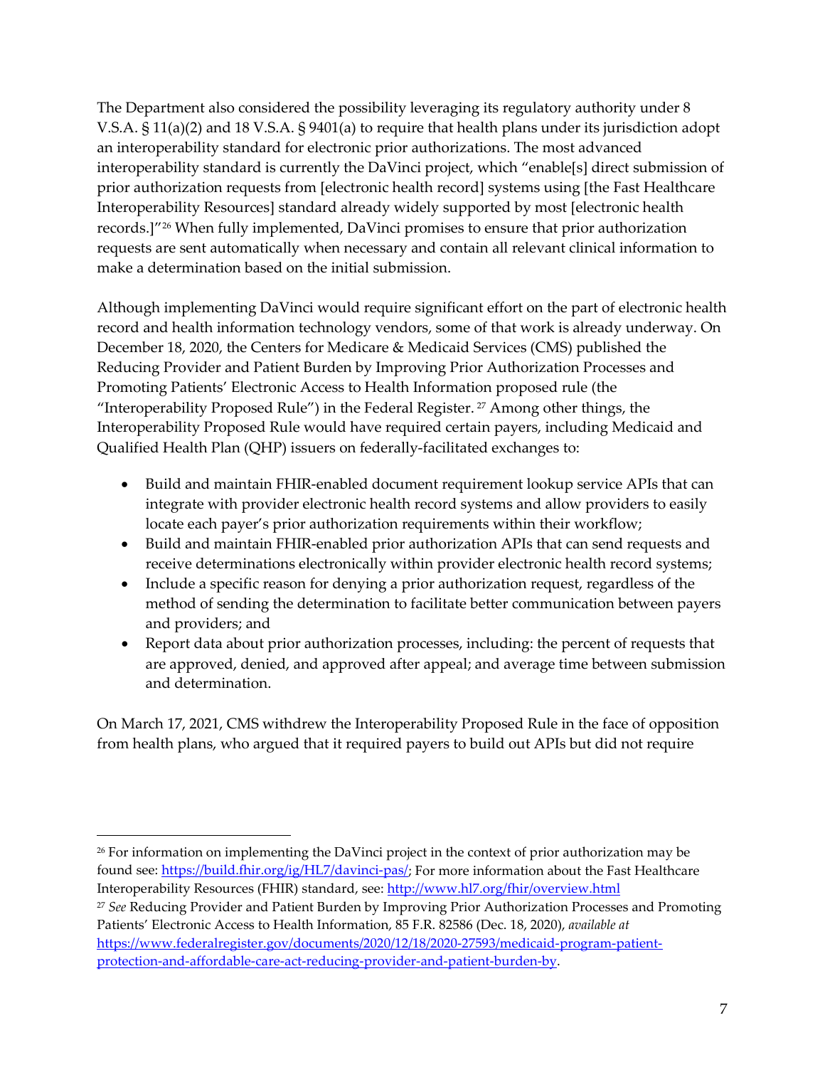The Department also considered the possibility leveraging its regulatory authority under 8 V.S.A. § 11(a)(2) and 18 V.S.A. § 9401(a) to require that health plans under its jurisdiction adopt an interoperability standard for electronic prior authorizations. The most advanced interoperability standard is currently the DaVinci project, which "enable[s] direct submission of prior authorization requests from [electronic health record] systems using [the Fast Healthcare Interoperability Resources] standard already widely supported by most [electronic health records.]"[26] When fully implemented, DaVinci promises to ensure that prior authorization requests are sent automatically when necessary and contain all relevant clinical information to make a determination based on the initial submission.

Although implementing DaVinci would require significant effort on the part of electronic health record and health information technology vendors, some of that work is already underway. On December 18, 2020, the Centers for Medicare & Medicaid Services (CMS) published the Reducing Provider and Patient Burden by Improving Prior Authorization Processes and Promoting Patients' Electronic Access to Health Information proposed rule (the "Interoperability Proposed Rule") in the Federal Register. [27] Among other things, the Interoperability Proposed Rule would have required certain payers, including Medicaid and Qualified Health Plan (QHP) issuers on federally-facilitated exchanges to:

- Build and maintain FHIR-enabled document requirement lookup service APIs that can integrate with provider electronic health record systems and allow providers to easily locate each payer's prior authorization requirements within their workflow;
- Build and maintain FHIR-enabled prior authorization APIs that can send requests and receive determinations electronically within provider electronic health record systems;
- Include a specific reason for denying a prior authorization request, regardless of the method of sending the determination to facilitate better communication between payers and providers; and
- Report data about prior authorization processes, including: the percent of requests that are approved, denied, and approved after appeal; and average time between submission and determination.

On March 17, 2021, CMS withdrew the Interoperability Proposed Rule in the face of opposition from health plans, who argued that it required payers to build out APIs but did not require

---

[26] For information on implementing the DaVinci project in the context of prior authorization may be found see: https://build.fhir.org/ig/HL7/davinci-pas/; For more information about the Fast Healthcare Interoperability Resources (FHIR) standard, see: http://www.hl7.org/fhir/overview.html

[27] *See* Reducing Provider and Patient Burden by Improving Prior Authorization Processes and Promoting Patients' Electronic Access to Health Information, 85 F.R. 82586 (Dec. 18, 2020), *available at* https://www.federalregister.gov/documents/2020/12/18/2020-27593/medicaid-program-patient-protection-and-affordable-care-act-reducing-provider-and-patient-burden-by.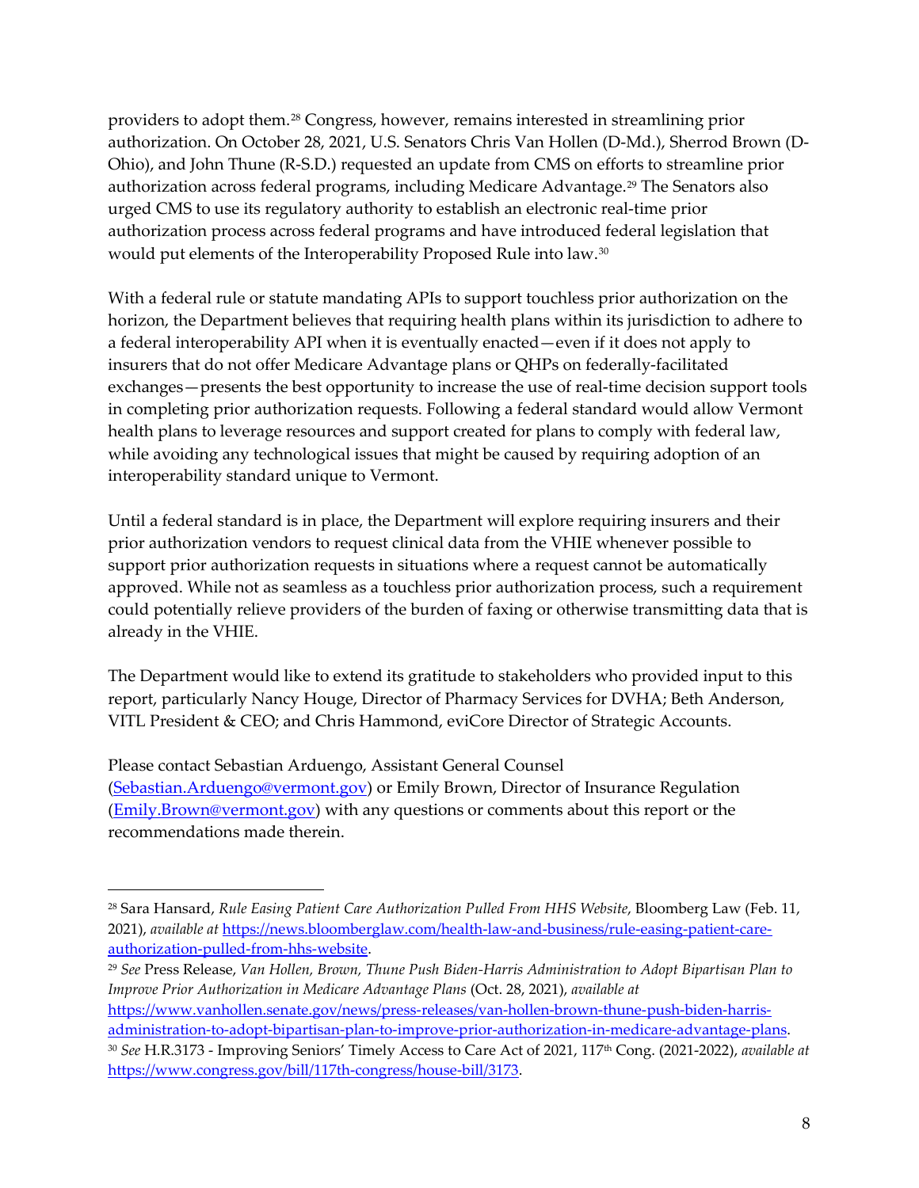providers to adopt them.[28] Congress, however, remains interested in streamlining prior authorization. On October 28, 2021, U.S. Senators Chris Van Hollen (D-Md.), Sherrod Brown (D-Ohio), and John Thune (R-S.D.) requested an update from CMS on efforts to streamline prior authorization across federal programs, including Medicare Advantage.[29] The Senators also urged CMS to use its regulatory authority to establish an electronic real-time prior authorization process across federal programs and have introduced federal legislation that would put elements of the Interoperability Proposed Rule into law.[30]

With a federal rule or statute mandating APIs to support touchless prior authorization on the horizon, the Department believes that requiring health plans within its jurisdiction to adhere to a federal interoperability API when it is eventually enacted—even if it does not apply to insurers that do not offer Medicare Advantage plans or QHPs on federally-facilitated exchanges—presents the best opportunity to increase the use of real-time decision support tools in completing prior authorization requests. Following a federal standard would allow Vermont health plans to leverage resources and support created for plans to comply with federal law, while avoiding any technological issues that might be caused by requiring adoption of an interoperability standard unique to Vermont.

Until a federal standard is in place, the Department will explore requiring insurers and their prior authorization vendors to request clinical data from the VHIE whenever possible to support prior authorization requests in situations where a request cannot be automatically approved. While not as seamless as a touchless prior authorization process, such a requirement could potentially relieve providers of the burden of faxing or otherwise transmitting data that is already in the VHIE.

The Department would like to extend its gratitude to stakeholders who provided input to this report, particularly Nancy Houge, Director of Pharmacy Services for DVHA; Beth Anderson, VITL President & CEO; and Chris Hammond, eviCore Director of Strategic Accounts.

Please contact Sebastian Arduengo, Assistant General Counsel ([Sebastian.Arduengo@vermont.gov](mailto:Sebastian.Arduengo@vermont.gov)) or Emily Brown, Director of Insurance Regulation ([Emily.Brown@vermont.gov](mailto:Emily.Brown@vermont.gov)) with any questions or comments about this report or the recommendations made therein.

---

[28] Sara Hansard, *Rule Easing Patient Care Authorization Pulled From HHS Website*, Bloomberg Law (Feb. 11, 2021), *available at* [https://news.bloomberglaw.com/health-law-and-business/rule-easing-patient-care-authorization-pulled-from-hhs-website](https://news.bloomberglaw.com/health-law-and-business/rule-easing-patient-care-authorization-pulled-from-hhs-website).

[29] *See* Press Release, *Van Hollen, Brown, Thune Push Biden-Harris Administration to Adopt Bipartisan Plan to Improve Prior Authorization in Medicare Advantage Plans* (Oct. 28, 2021), *available at* [https://www.vanhollen.senate.gov/news/press-releases/van-hollen-brown-thune-push-biden-harris-administration-to-adopt-bipartisan-plan-to-improve-prior-authorization-in-medicare-advantage-plans](https://www.vanhollen.senate.gov/news/press-releases/van-hollen-brown-thune-push-biden-harris-administration-to-adopt-bipartisan-plan-to-improve-prior-authorization-in-medicare-advantage-plans).

[30] *See* H.R.3173 - Improving Seniors' Timely Access to Care Act of 2021, 117th Cong. (2021-2022), *available at* [https://www.congress.gov/bill/117th-congress/house-bill/3173](https://www.congress.gov/bill/117th-congress/house-bill/3173).